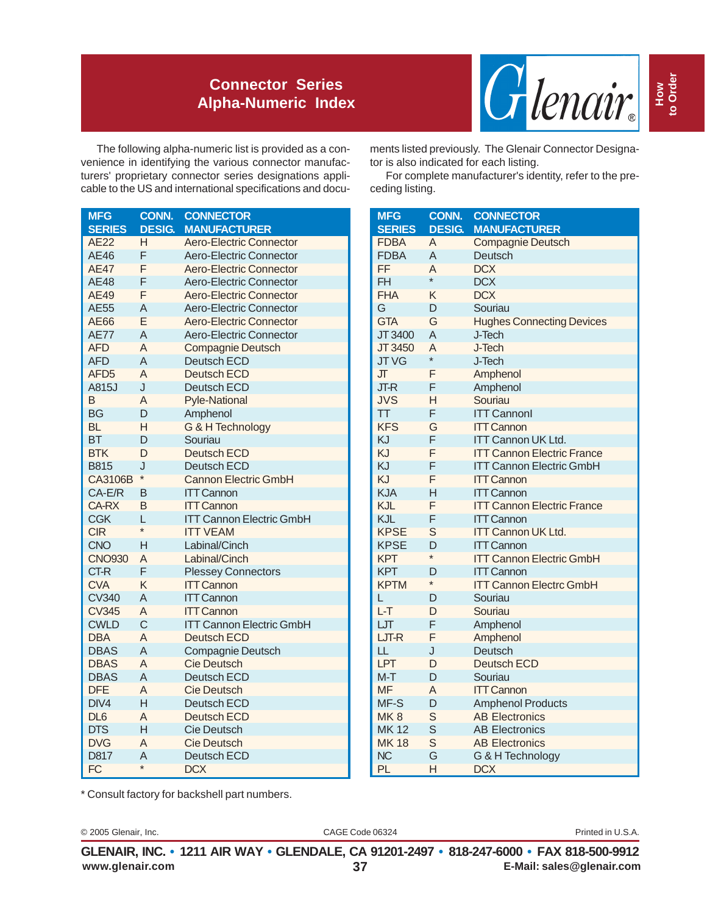# Connector Series Alpha-Numeric Index

The following alpha-numeric list is provided as a convenience in identifying the various connector manufacturers' proprietary connector series designations applicable to the US and international specifications and documents listed previously. The Glenair Connector Designator is also indicated for each listing.

For complete manufacturer's identity, refer to the preceding listing.

| MFG SERIES | CONN. DESIG. | CONNECTOR MANUFACTURER |
|---|---|---|
| AE22 | H | Aero-Electric Connector |
| AE46 | F | Aero-Electric Connector |
| AE47 | F | Aero-Electric Connector |
| AE48 | F | Aero-Electric Connector |
| AE49 | F | Aero-Electric Connector |
| AE55 | A | Aero-Electric Connector |
| AE66 | E | Aero-Electric Connector |
| AE77 | A | Aero-Electric Connector |
| AFD | A | Compagnie Deutsch |
| AFD | A | Deutsch ECD |
| AFD5 | A | Deutsch ECD |
| A815J | J | Deutsch ECD |
| B | A | Pyle-National |
| BG | D | Amphenol |
| BL | H | G & H Technology |
| BT | D | Souriau |
| BTK | D | Deutsch ECD |
| B815 | J | Deutsch ECD |
| CA3106B | * | Cannon Electric GmbH |
| CA-E/R | B | ITT Cannon |
| CA-RX | B | ITT Cannon |
| CGK | L | ITT Cannon Electric GmbH |
| CIR | * | ITT VEAM |
| CNO | H | Labinal/Cinch |
| CNO930 | A | Labinal/Cinch |
| CT-R | F | Plessey Connectors |
| CVA | K | ITT Cannon |
| CV340 | A | ITT Cannon |
| CV345 | A | ITT Cannon |
| CWLD | C | ITT Cannon Electric GmbH |
| DBA | A | Deutsch ECD |
| DBAS | A | Compagnie Deutsch |
| DBAS | A | Cie Deutsch |
| DBAS | A | Deutsch ECD |
| DFE | A | Cie Deutsch |
| DIV4 | H | Deutsch ECD |
| DL6 | A | Deutsch ECD |
| DTS | H | Cie Deutsch |
| DVG | A | Cie Deutsch |
| D817 | A | Deutsch ECD |
| FC | * | DCX |

| MFG SERIES | CONN. DESIG. | CONNECTOR MANUFACTURER |
|---|---|---|
| FDBA | A | Compagnie Deutsch |
| FDBA | A | Deutsch |
| FF | A | DCX |
| FH | * | DCX |
| FHA | K | DCX |
| G | D | Souriau |
| GTA | G | Hughes Connecting Devices |
| JT 3400 | A | J-Tech |
| JT 3450 | A | J-Tech |
| JT VG | * | J-Tech |
| JT | F | Amphenol |
| JT-R | F | Amphenol |
| JVS | H | Souriau |
| TT | F | ITT Cannonl |
| KFS | G | ITT Cannon |
| KJ | F | ITT Cannon UK Ltd. |
| KJ | F | ITT Cannon Electric France |
| KJ | F | ITT Cannon Electric GmbH |
| KJ | F | ITT Cannon |
| KJA | H | ITT Cannon |
| KJL | F | ITT Cannon Electric France |
| KJL | F | ITT Cannon |
| KPSE | S | ITT Cannon UK Ltd. |
| KPSE | D | ITT Cannon |
| KPT | * | ITT Cannon Electric GmbH |
| KPT | D | ITT Cannon |
| KPTM | * | ITT Cannon Electrc GmbH |
| L | D | Souriau |
| L-T | D | Souriau |
| LJT | F | Amphenol |
| LJT-R | F | Amphenol |
| LL | J | Deutsch |
| LPT | D | Deutsch ECD |
| M-T | D | Souriau |
| MF | A | ITT Cannon |
| MF-S | D | Amphenol Products |
| MK 8 | S | AB Electronics |
| MK 12 | S | AB Electronics |
| MK 18 | S | AB Electronics |
| NC | G | G & H Technology |
| PL | H | DCX |

* Consult factory for backshell part numbers.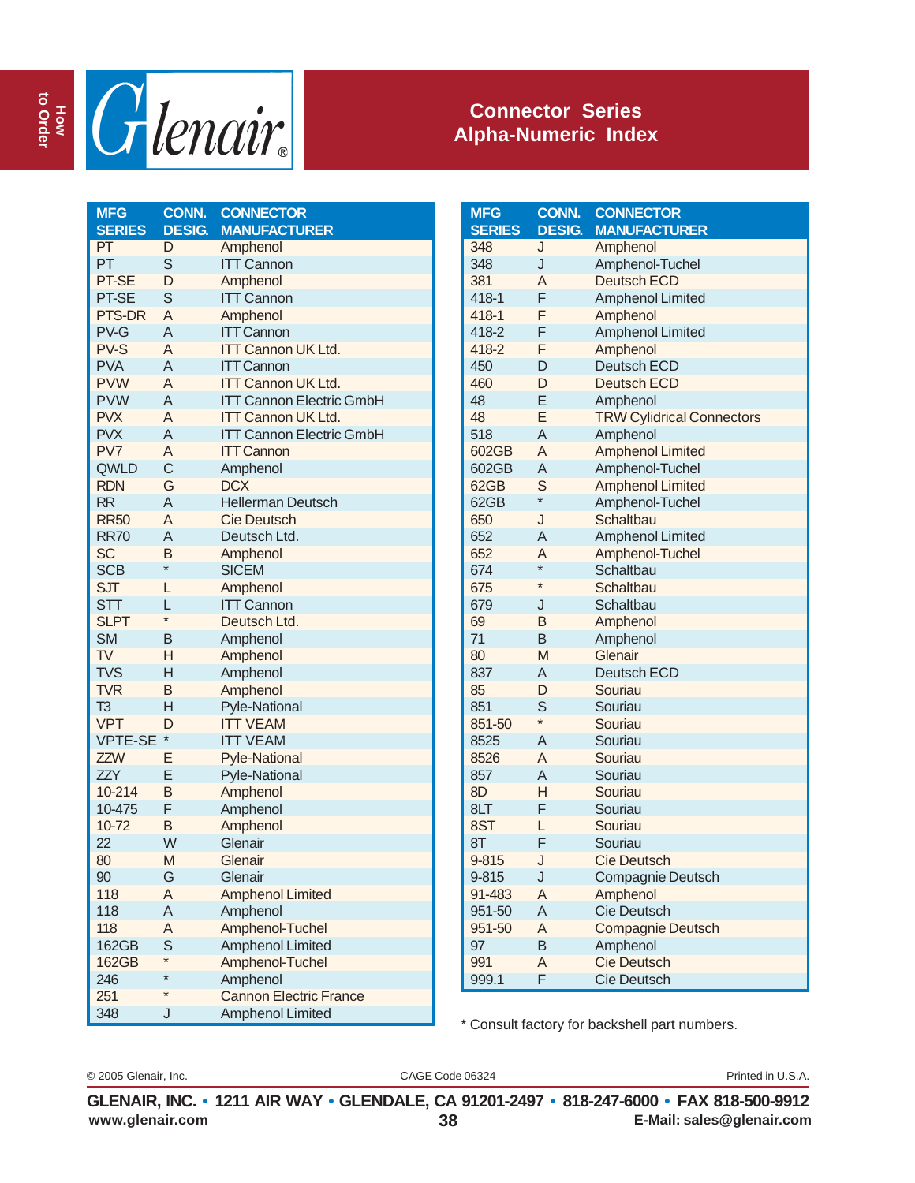# Connector Series Alpha-Numeric Index

| MFG SERIES | CONN. DESIG. | CONNECTOR MANUFACTURER |
|---|---|---|
| PT | D | Amphenol |
| PT | S | ITT Cannon |
| PT-SE | D | Amphenol |
| PT-SE | S | ITT Cannon |
| PTS-DR | A | Amphenol |
| PV-G | A | ITT Cannon |
| PV-S | A | ITT Cannon UK Ltd. |
| PVA | A | ITT Cannon |
| PVW | A | ITT Cannon UK Ltd. |
| PVW | A | ITT Cannon Electric GmbH |
| PVX | A | ITT Cannon UK Ltd. |
| PVX | A | ITT Cannon Electric GmbH |
| PV7 | A | ITT Cannon |
| QWLD | C | Amphenol |
| RDN | G | DCX |
| RR | A | Hellerman Deutsch |
| RR50 | A | Cie Deutsch |
| RR70 | A | Deutsch Ltd. |
| SC | B | Amphenol |
| SCB | * | SICEM |
| SJT | L | Amphenol |
| STT | L | ITT Cannon |
| SLPT | * | Deutsch Ltd. |
| SM | B | Amphenol |
| TV | H | Amphenol |
| TVS | H | Amphenol |
| TVR | B | Amphenol |
| T3 | H | Pyle-National |
| VPT | D | ITT VEAM |
| VPTE-SE | * | ITT VEAM |
| ZZW | E | Pyle-National |
| ZZY | E | Pyle-National |
| 10-214 | B | Amphenol |
| 10-475 | F | Amphenol |
| 10-72 | B | Amphenol |
| 22 | W | Glenair |
| 80 | M | Glenair |
| 90 | G | Glenair |
| 118 | A | Amphenol Limited |
| 118 | A | Amphenol |
| 118 | A | Amphenol-Tuchel |
| 162GB | S | Amphenol Limited |
| 162GB | * | Amphenol-Tuchel |
| 246 | * | Amphenol |
| 251 | * | Cannon Electric France |
| 348 | J | Amphenol Limited |
| 348 | J | Amphenol |
| 348 | J | Amphenol-Tuchel |
| 381 | A | Deutsch ECD |
| 418-1 | F | Amphenol Limited |
| 418-1 | F | Amphenol |
| 418-2 | F | Amphenol Limited |
| 418-2 | F | Amphenol |
| 450 | D | Deutsch ECD |
| 460 | D | Deutsch ECD |
| 48 | E | Amphenol |
| 48 | E | TRW Cylidrical Connectors |
| 518 | A | Amphenol |
| 602GB | A | Amphenol Limited |
| 602GB | A | Amphenol-Tuchel |
| 62GB | S | Amphenol Limited |
| 62GB | * | Amphenol-Tuchel |
| 650 | J | Schaltbau |
| 652 | A | Amphenol Limited |
| 652 | A | Amphenol-Tuchel |
| 674 | * | Schaltbau |
| 675 | * | Schaltbau |
| 679 | J | Schaltbau |
| 69 | B | Amphenol |
| 71 | B | Amphenol |
| 80 | M | Glenair |
| 837 | A | Deutsch ECD |
| 85 | D | Souriau |
| 851 | S | Souriau |
| 851-50 | * | Souriau |
| 8525 | A | Souriau |
| 8526 | A | Souriau |
| 857 | A | Souriau |
| 8D | H | Souriau |
| 8LT | F | Souriau |
| 8ST | L | Souriau |
| 8T | F | Souriau |
| 9-815 | J | Cie Deutsch |
| 9-815 | J | Compagnie Deutsch |
| 91-483 | A | Amphenol |
| 951-50 | A | Cie Deutsch |
| 951-50 | A | Compagnie Deutsch |
| 97 | B | Amphenol |
| 991 | A | Cie Deutsch |
| 999.1 | F | Cie Deutsch |

* Consult factory for backshell part numbers.

© 2005 Glenair, Inc. CAGE Code 06324 Printed in U.S.A.

GLENAIR, INC. • 1211 AIR WAY • GLENDALE, CA 91201-2497 • 818-247-6000 • FAX 818-500-9912
www.glenair.com E-Mail: sales@glenair.com